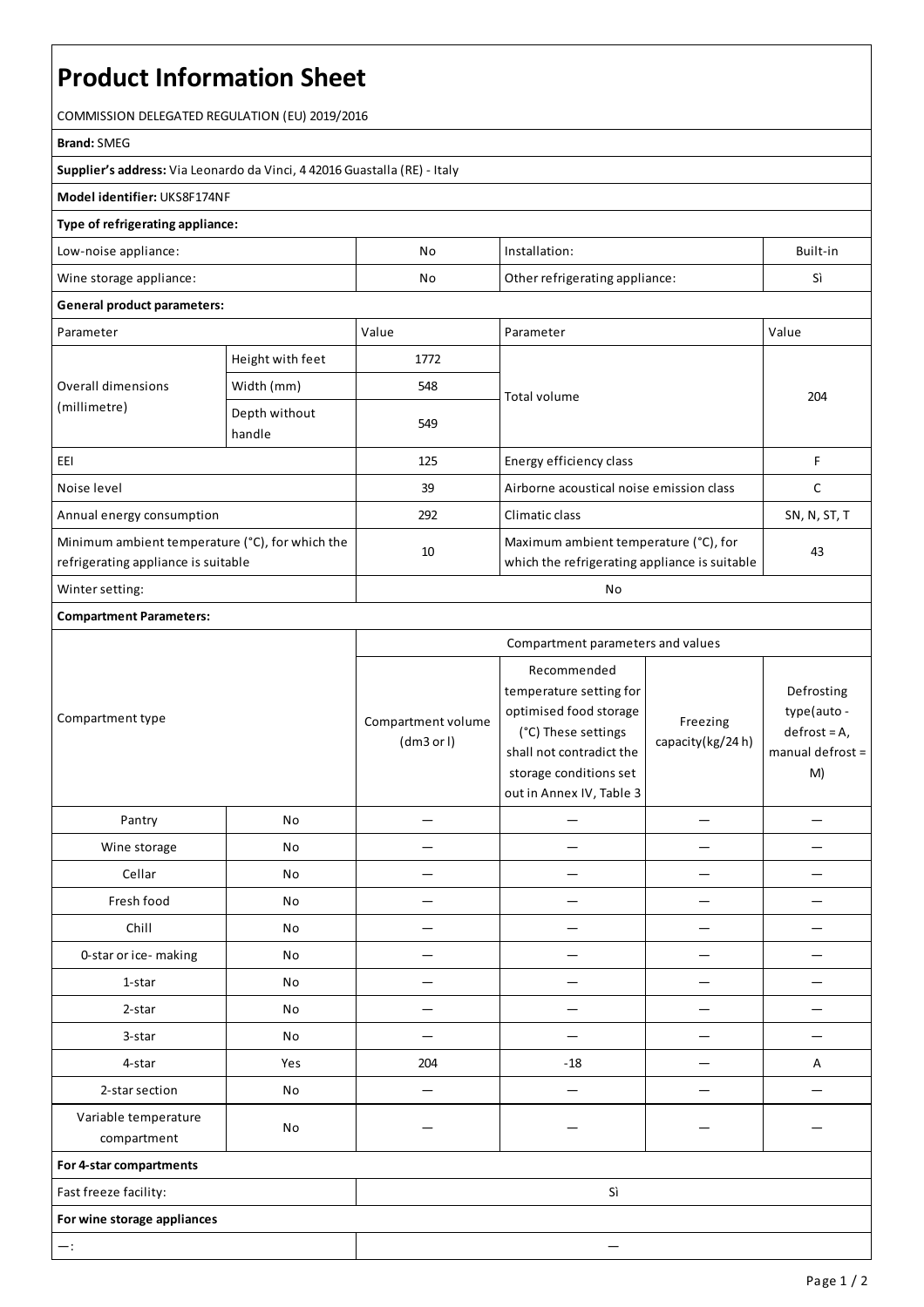# Product Information Sheet

COMMISSION DELEGATED REGULATION (EU) 2019/2016

**Brand:** SMEG

**Supplier's address:** Via Leonardo da Vinci, 4 42016 Guastalla (RE) - Italy

**Model identifier:** UKS8F174NF

**Type of refrigerating appliance:**

| | | | |
|---|---|---|---|
| Low-noise appliance: | No | Installation: | Built-in |
| Wine storage appliance: | No | Other refrigerating appliance: | Sì |

**General product parameters:**

| Parameter | | Value | Parameter | Value |
|---|---|---|---|---|
| Overall dimensions (millimetre) | Height with feet | 1772 | Total volume | 204 |
| | Width (mm) | 548 | | |
| | Depth without handle | 549 | | |
| EEI | | 125 | Energy efficiency class | F |
| Noise level | | 39 | Airborne acoustical noise emission class | C |
| Annual energy consumption | | 292 | Climatic class | SN, N, ST, T |
| Minimum ambient temperature (°C), for which the refrigerating appliance is suitable | | 10 | Maximum ambient temperature (°C), for which the refrigerating appliance is suitable | 43 |
| Winter setting: | | No | | |

**Compartment Parameters:**

| Compartment type | | Compartment parameters and values | | | |
|---|---|---|---|---|---|
| | | Compartment volume (dm3 or l) | Recommended temperature setting for optimised food storage (°C) These settings shall not contradict the storage conditions set out in Annex IV, Table 3 | Freezing capacity(kg/24 h) | Defrosting type(auto - defrost = A, manual defrost = M) |
| Pantry | No | — | — | — | — |
| Wine storage | No | — | — | — | — |
| Cellar | No | — | — | — | — |
| Fresh food | No | — | — | — | — |
| Chill | No | — | — | — | — |
| 0-star or ice- making | No | — | — | — | — |
| 1-star | No | — | — | — | — |
| 2-star | No | — | — | — | — |
| 3-star | No | — | — | — | — |
| 4-star | Yes | 204 | -18 | — | A |
| 2-star section | No | — | — | — | — |
| Variable temperature compartment | No | — | — | — | — |

**For 4-star compartments**

| | |
|---|---|
| Fast freeze facility: | Sì |

**For wine storage appliances**

| | |
|---|---|
| —: | — |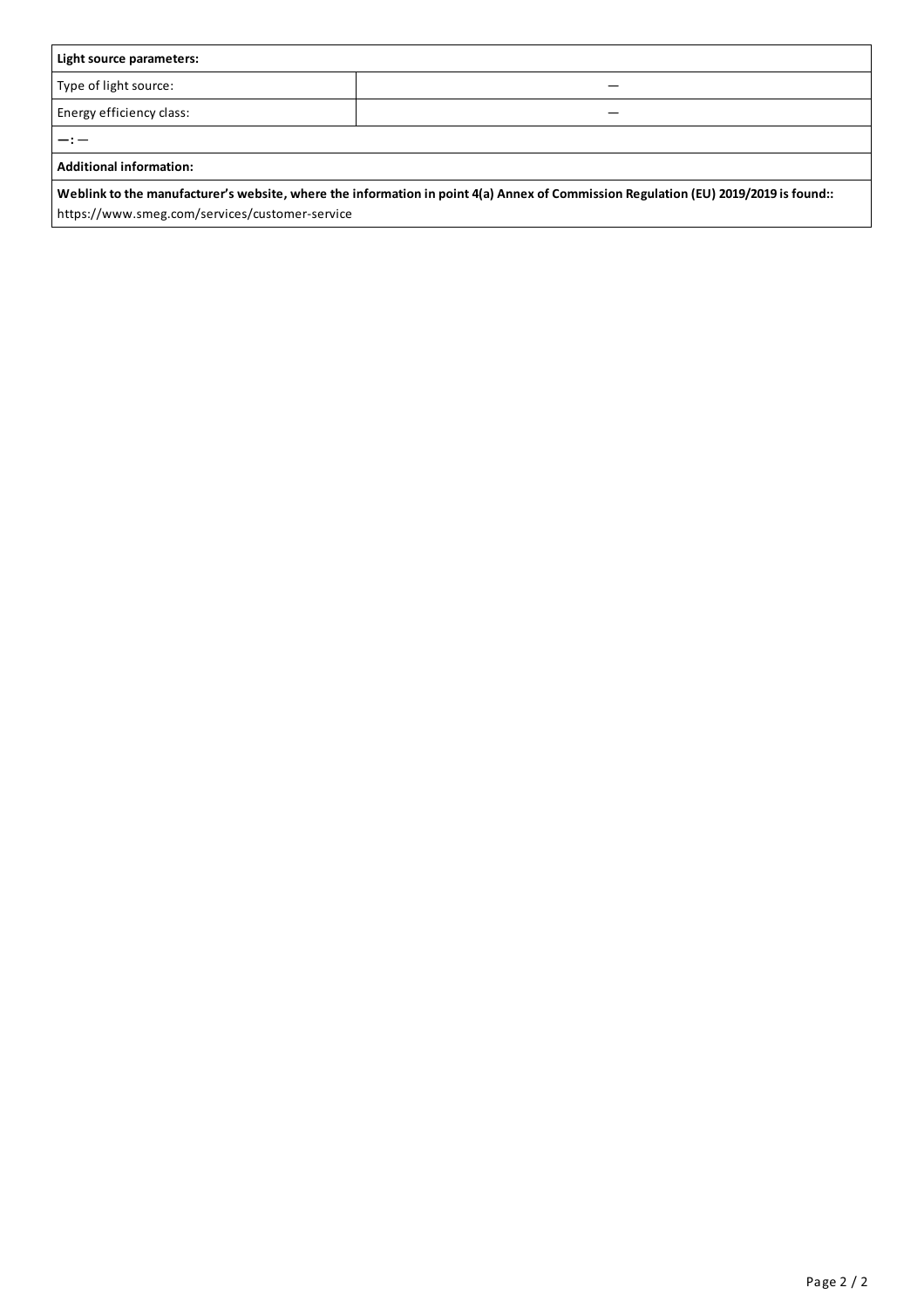| Light source parameters: | |
|---|---|
| Type of light source: | — |
| Energy efficiency class: | — |
| —: — | |
| **Additional information:** | |

**Weblink to the manufacturer's website, where the information in point 4(a) Annex of Commission Regulation (EU) 2019/2019 is found::**
https://www.smeg.com/services/customer-service